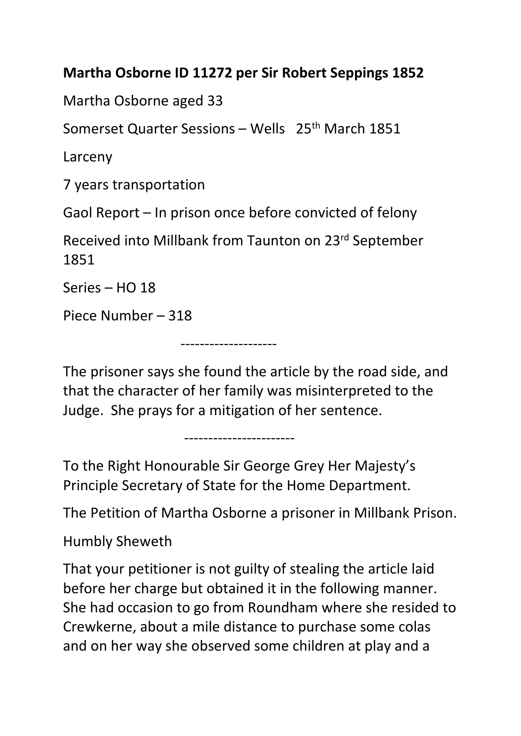**Martha Osborne ID 11272 per Sir Robert Seppings 1852**

Martha Osborne aged 33

Somerset Quarter Sessions – Wells 25th March 1851

Larceny

7 years transportation

Gaol Report – In prison once before convicted of felony

Received into Millbank from Taunton on 23rd September 1851

Series – HO 18

Piece Number – 318

--------------------

The prisoner says she found the article by the road side, and that the character of her family was misinterpreted to the Judge. She prays for a mitigation of her sentence.

-----------------------

To the Right Honourable Sir George Grey Her Majesty's Principle Secretary of State for the Home Department.

The Petition of Martha Osborne a prisoner in Millbank Prison.

Humbly Sheweth

That your petitioner is not guilty of stealing the article laid before her charge but obtained it in the following manner. She had occasion to go from Roundham where she resided to Crewkerne, about a mile distance to purchase some colas and on her way she observed some children at play and a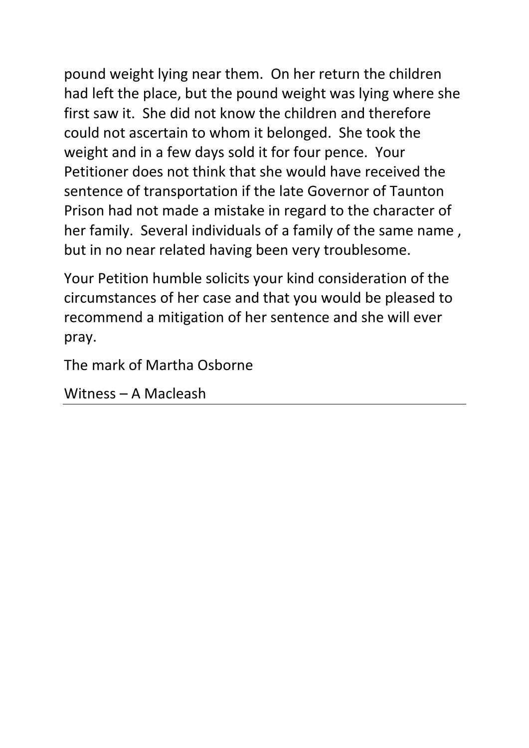pound weight lying near them.  On her return the children had left the place, but the pound weight was lying where she first saw it.  She did not know the children and therefore could not ascertain to whom it belonged.  She took the weight and in a few days sold it for four pence.  Your Petitioner does not think that she would have received the sentence of transportation if the late Governor of Taunton Prison had not made a mistake in regard to the character of her family.  Several individuals of a family of the same name , but in no near related having been very troublesome.

Your Petition humble solicits your kind consideration of the circumstances of her case and that you would be pleased to recommend a mitigation of her sentence and she will ever pray.

The mark of Martha Osborne

Witness – A Macleash

---